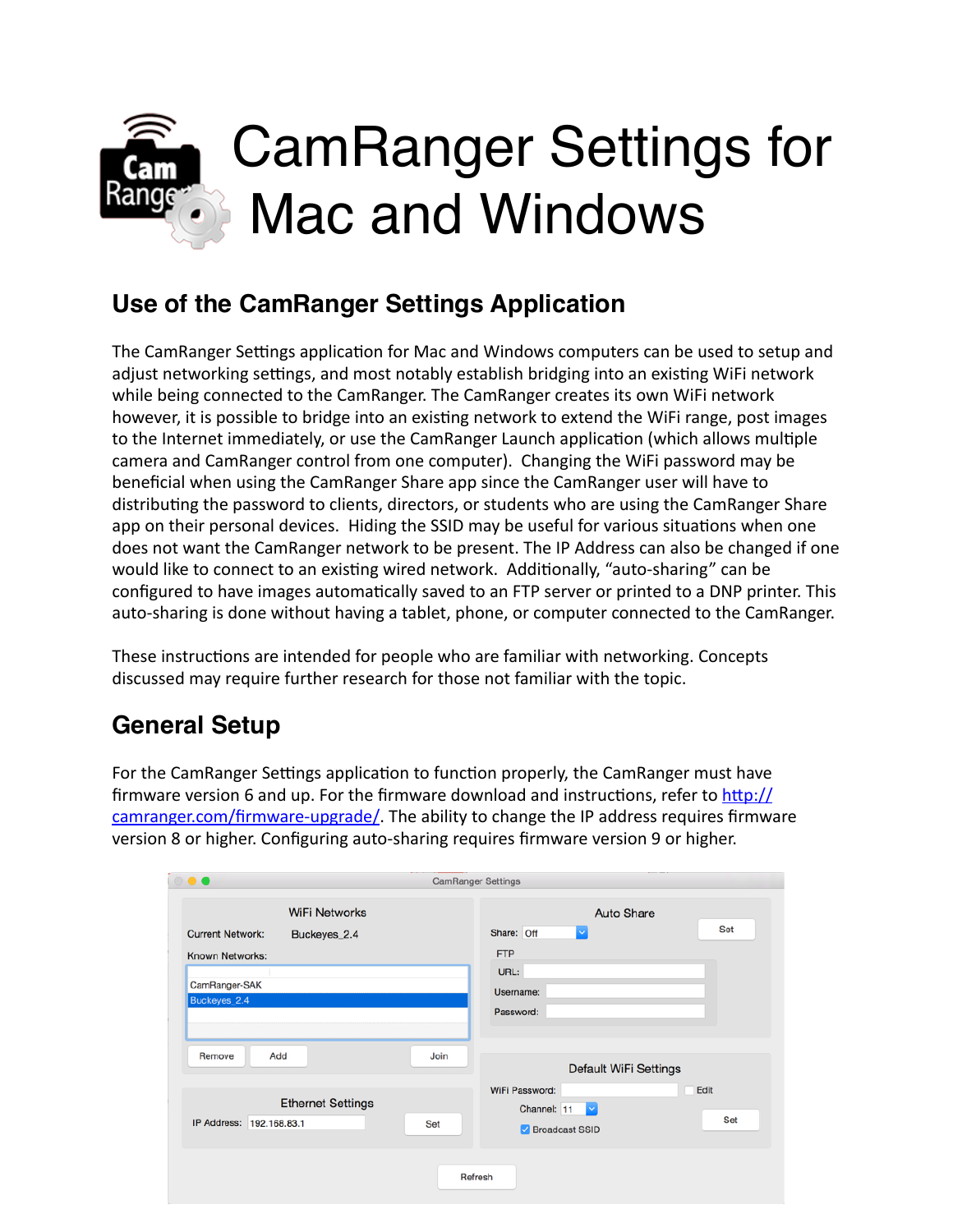# CamRanger Settings for Mac and Windows

## Use of the CamRanger Settings Application

The CamRanger Settings application for Mac and Windows computers can be used to setup and adjust networking settings, and most notably establish bridging into an existing WiFi network while being connected to the CamRanger. The CamRanger creates its own WiFi network however, it is possible to bridge into an existing network to extend the WiFi range, post images to the Internet immediately, or use the CamRanger Launch application (which allows multiple camera and CamRanger control from one computer). Changing the WiFi password may be beneficial when using the CamRanger Share app since the CamRanger user will have to distributing the password to clients, directors, or students who are using the CamRanger Share app on their personal devices. Hiding the SSID may be useful for various situations when one does not want the CamRanger network to be present. The IP Address can also be changed if one would like to connect to an existing wired network. Additionally, "auto-sharing" can be configured to have images automatically saved to an FTP server or printed to a DNP printer. This auto-sharing is done without having a tablet, phone, or computer connected to the CamRanger.

These instructions are intended for people who are familiar with networking. Concepts discussed may require further research for those not familiar with the topic.

## General Setup

For the CamRanger Settings application to function properly, the CamRanger must have firmware version 6 and up. For the firmware download and instructions, refer to [http://camranger.com/firmware-upgrade/](http://camranger.com/firmware-upgrade/). The ability to change the IP address requires firmware version 8 or higher. Configuring auto-sharing requires firmware version 9 or higher.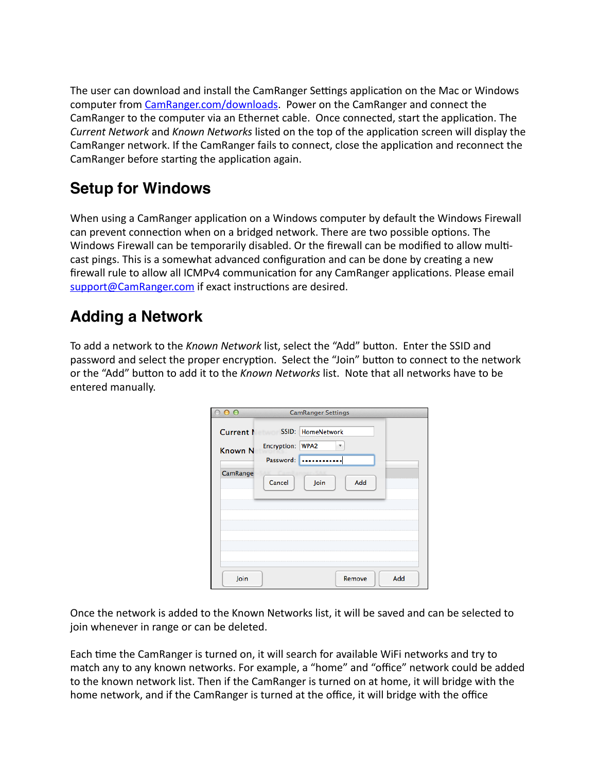The user can download and install the CamRanger Settings application on the Mac or Windows computer from [CamRanger.com/downloads](http://CamRanger.com/downloads). Power on the CamRanger and connect the CamRanger to the computer via an Ethernet cable. Once connected, start the application. The *Current Network* and *Known Networks* listed on the top of the application screen will display the CamRanger network. If the CamRanger fails to connect, close the application and reconnect the CamRanger before starting the application again.

## Setup for Windows

When using a CamRanger application on a Windows computer by default the Windows Firewall can prevent connection when on a bridged network. There are two possible options. The Windows Firewall can be temporarily disabled. Or the firewall can be modified to allow multi-cast pings. This is a somewhat advanced configuration and can be done by creating a new firewall rule to allow all ICMPv4 communication for any CamRanger applications. Please email [support@CamRanger.com](mailto:support@CamRanger.com) if exact instructions are desired.

## Adding a Network

To add a network to the *Known Network* list, select the "Add" button. Enter the SSID and password and select the proper encryption. Select the "Join" button to connect to the network or the "Add" button to add it to the *Known Networks* list. Note that all networks have to be entered manually.

Once the network is added to the Known Networks list, it will be saved and can be selected to join whenever in range or can be deleted.

Each time the CamRanger is turned on, it will search for available WiFi networks and try to match any to any known networks. For example, a "home" and "office" network could be added to the known network list. Then if the CamRanger is turned on at home, it will bridge with the home network, and if the CamRanger is turned at the office, it will bridge with the office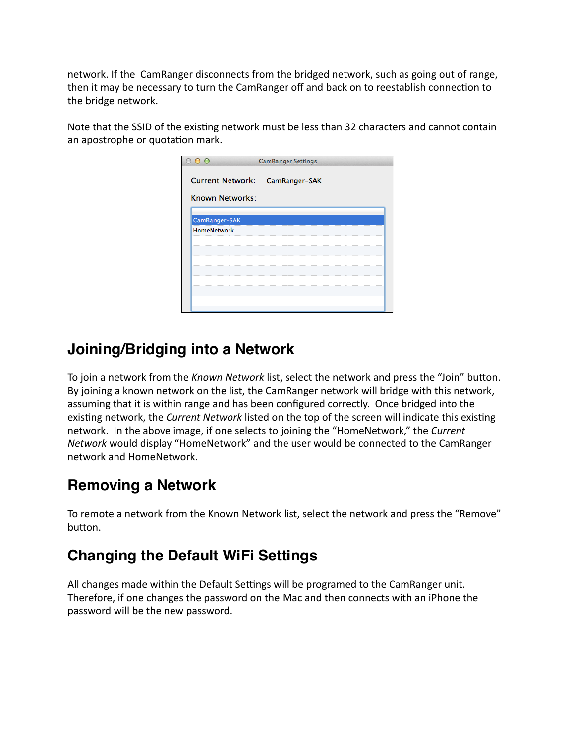network. If the CamRanger disconnects from the bridged network, such as going out of range, then it may be necessary to turn the CamRanger off and back on to reestablish connection to the bridge network.

Note that the SSID of the existing network must be less than 32 characters and cannot contain an apostrophe or quotation mark.

## Joining/Bridging into a Network

To join a network from the *Known Network* list, select the network and press the "Join" button. By joining a known network on the list, the CamRanger network will bridge with this network, assuming that it is within range and has been configured correctly. Once bridged into the existing network, the *Current Network* listed on the top of the screen will indicate this existing network. In the above image, if one selects to joining the "HomeNetwork," the *Current Network* would display "HomeNetwork" and the user would be connected to the CamRanger network and HomeNetwork.

## Removing a Network

To remote a network from the Known Network list, select the network and press the "Remove" button.

## Changing the Default WiFi Settings

All changes made within the Default Settings will be programed to the CamRanger unit. Therefore, if one changes the password on the Mac and then connects with an iPhone the password will be the new password.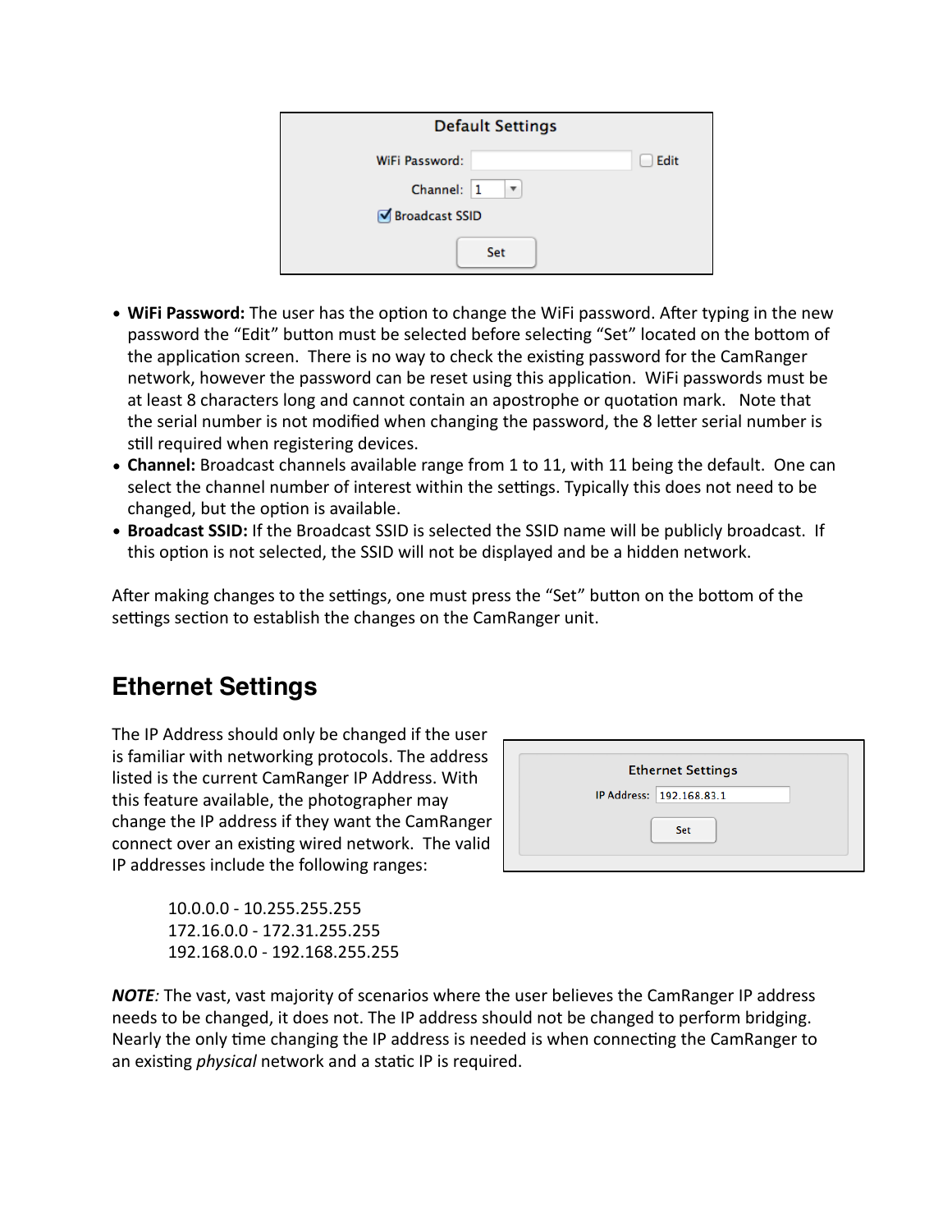- **WiFi Password:** The user has the option to change the WiFi password. After typing in the new password the "Edit" button must be selected before selecting "Set" located on the bottom of the application screen. There is no way to check the existing password for the CamRanger network, however the password can be reset using this application. WiFi passwords must be at least 8 characters long and cannot contain an apostrophe or quotation mark. Note that the serial number is not modified when changing the password, the 8 letter serial number is still required when registering devices.
- **Channel:** Broadcast channels available range from 1 to 11, with 11 being the default. One can select the channel number of interest within the settings. Typically this does not need to be changed, but the option is available.
- **Broadcast SSID:** If the Broadcast SSID is selected the SSID name will be publicly broadcast. If this option is not selected, the SSID will not be displayed and be a hidden network.

After making changes to the settings, one must press the "Set" button on the bottom of the settings section to establish the changes on the CamRanger unit.

## Ethernet Settings

The IP Address should only be changed if the user is familiar with networking protocols. The address listed is the current CamRanger IP Address. With this feature available, the photographer may change the IP address if they want the CamRanger connect over an existing wired network. The valid IP addresses include the following ranges:

10.0.0.0 - 10.255.255.255
172.16.0.0 - 172.31.255.255
192.168.0.0 - 192.168.255.255

***NOTE****:* The vast, vast majority of scenarios where the user believes the CamRanger IP address needs to be changed, it does not. The IP address should not be changed to perform bridging. Nearly the only time changing the IP address is needed is when connecting the CamRanger to an existing *physical* network and a static IP is required.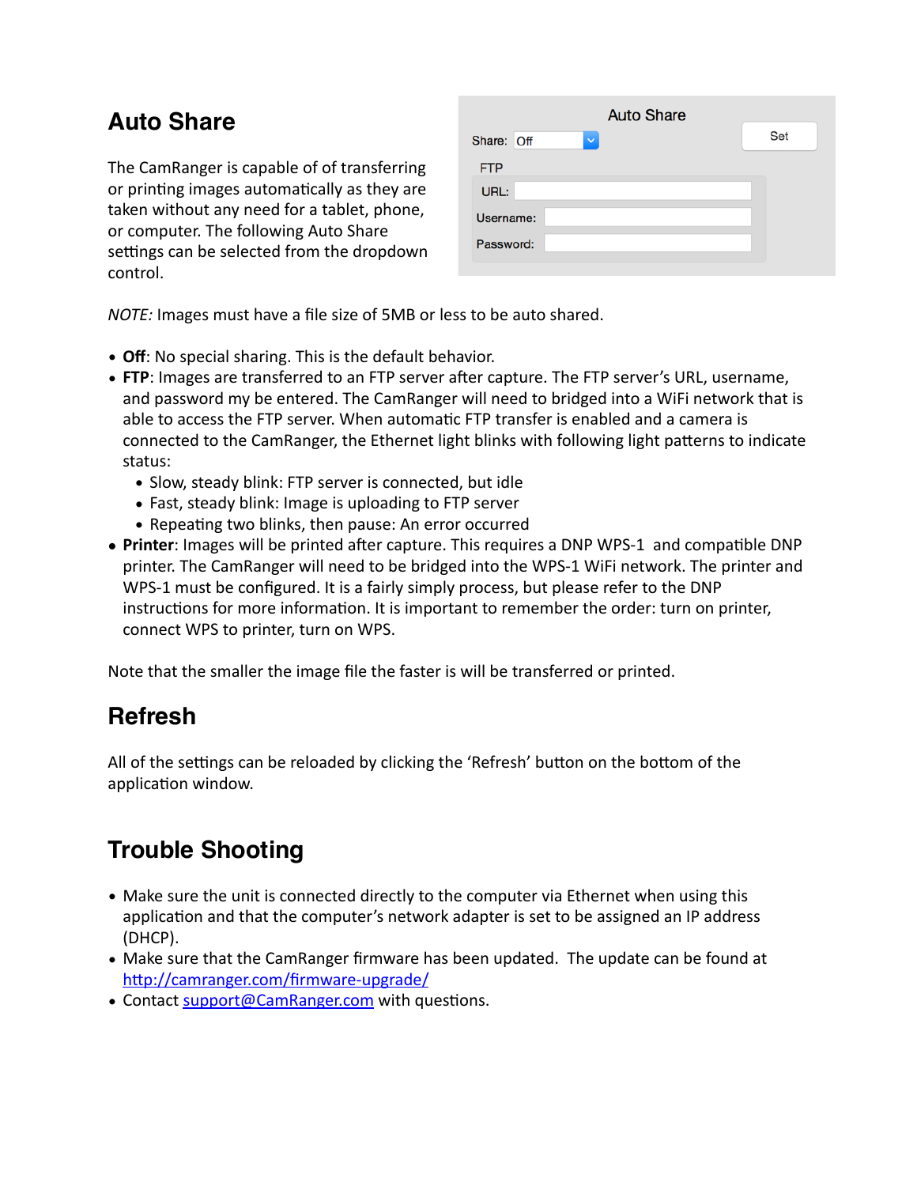## Auto Share

The CamRanger is capable of of transferring or printing images automatically as they are taken without any need for a tablet, phone, or computer. The following Auto Share settings can be selected from the dropdown control.

Auto Share

Share: Off

Set

FTP

URL:

Username:

Password:

*NOTE:* Images must have a file size of 5MB or less to be auto shared.

- **Off**: No special sharing. This is the default behavior.
- **FTP**: Images are transferred to an FTP server after capture. The FTP server's URL, username, and password my be entered. The CamRanger will need to bridged into a WiFi network that is able to access the FTP server. When automatic FTP transfer is enabled and a camera is connected to the CamRanger, the Ethernet light blinks with following light patterns to indicate status:
  - Slow, steady blink: FTP server is connected, but idle
  - Fast, steady blink: Image is uploading to FTP server
  - Repeating two blinks, then pause: An error occurred
- **Printer**: Images will be printed after capture. This requires a DNP WPS-1 and compatible DNP printer. The CamRanger will need to be bridged into the WPS-1 WiFi network. The printer and WPS-1 must be configured. It is a fairly simply process, but please refer to the DNP instructions for more information. It is important to remember the order: turn on printer, connect WPS to printer, turn on WPS.

Note that the smaller the image file the faster is will be transferred or printed.

## Refresh

All of the settings can be reloaded by clicking the 'Refresh' button on the bottom of the application window.

## Trouble Shooting

- Make sure the unit is connected directly to the computer via Ethernet when using this application and that the computer's network adapter is set to be assigned an IP address (DHCP).
- Make sure that the CamRanger firmware has been updated. The update can be found at http://camranger.com/firmware-upgrade/
- Contact support@CamRanger.com with questions.